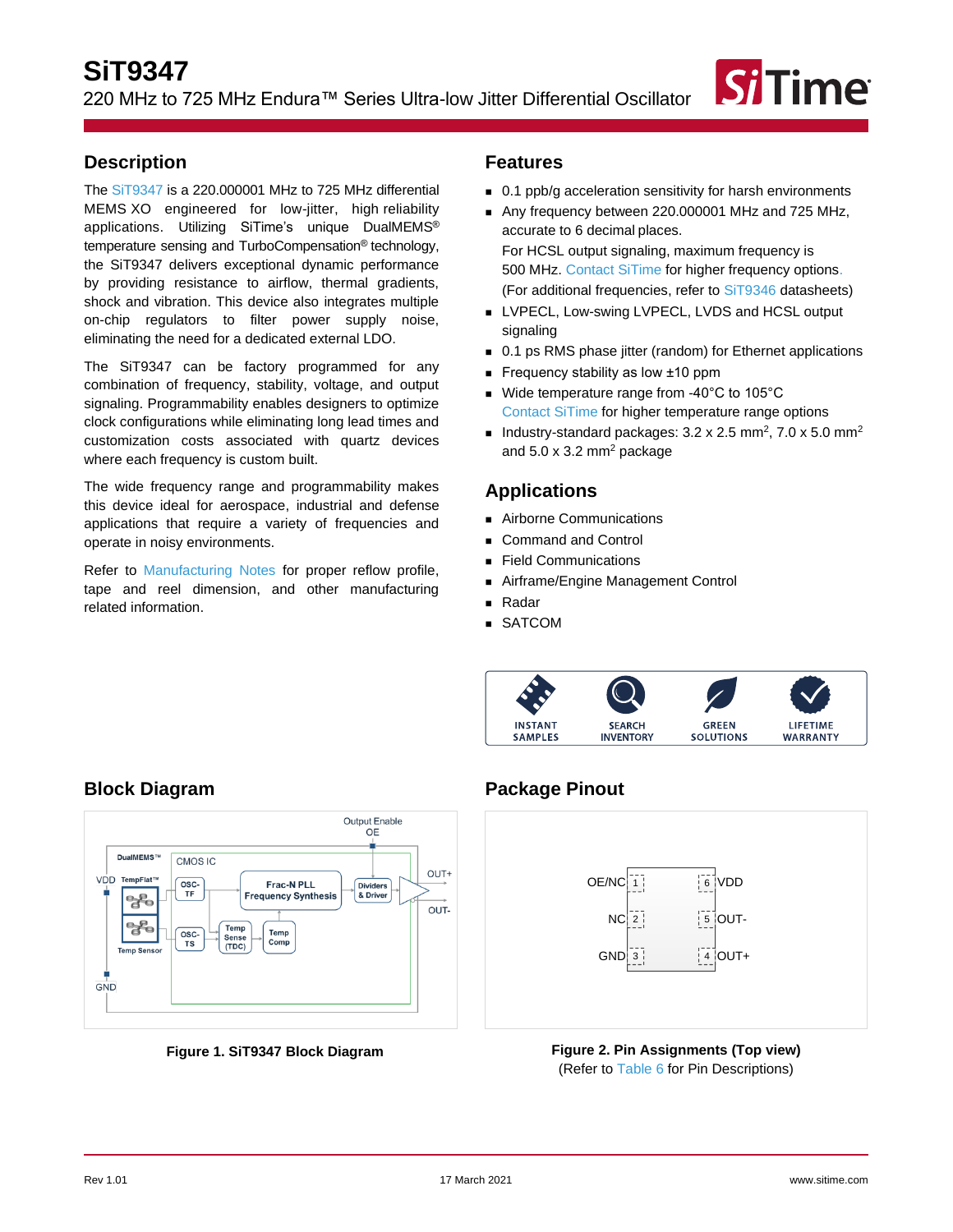# SiT9347

220 MHz to 725 MHz Endura™ Series Ultra-low Jitter Differential Oscillator

## Description

The SiT9347 is a 220.000001 MHz to 725 MHz differential MEMS XO engineered for low-jitter, high reliability applications. Utilizing SiTime's unique DualMEMS® temperature sensing and TurboCompensation® technology, the SiT9347 delivers exceptional dynamic performance by providing resistance to airflow, thermal gradients, shock and vibration. This device also integrates multiple on-chip regulators to filter power supply noise, eliminating the need for a dedicated external LDO.

The SiT9347 can be factory programmed for any combination of frequency, stability, voltage, and output signaling. Programmability enables designers to optimize clock configurations while eliminating long lead times and customization costs associated with quartz devices where each frequency is custom built.

The wide frequency range and programmability makes this device ideal for aerospace, industrial and defense applications that require a variety of frequencies and operate in noisy environments.

Refer to Manufacturing Notes for proper reflow profile, tape and reel dimension, and other manufacturing related information.

## Features

- 0.1 ppb/g acceleration sensitivity for harsh environments
- Any frequency between 220.000001 MHz and 725 MHz, accurate to 6 decimal places.
  For HCSL output signaling, maximum frequency is 500 MHz. Contact SiTime for higher frequency options.
  (For additional frequencies, refer to SiT9346 datasheets)
- LVPECL, Low-swing LVPECL, LVDS and HCSL output signaling
- 0.1 ps RMS phase jitter (random) for Ethernet applications
- Frequency stability as low ±10 ppm
- Wide temperature range from -40°C to 105°C
  Contact SiTime for higher temperature range options
- Industry-standard packages: 3.2 x 2.5 mm², 7.0 x 5.0 mm² and 5.0 x 3.2 mm² package

## Applications

- Airborne Communications
- Command and Control
- Field Communications
- Airframe/Engine Management Control
- Radar
- SATCOM

INSTANT SAMPLES | SEARCH INVENTORY | GREEN SOLUTIONS | LIFETIME WARRANTY

## Block Diagram

Output Enable OE; DualMEMS™; TempFlat™; Temp Sensor; CMOS IC; OSC-TF; OSC-TS; Temp Sense (TDC); Temp Comp; Frac-N PLL Frequency Synthesis; Dividers & Driver; VDD; GND; OUT+; OUT-

**Figure 1. SiT9347 Block Diagram**

## Package Pinout

| Pin | Name | Pin | Name |
|---|---|---|---|
| 1 | OE/NC | 6 | VDD |
| 2 | NC | 5 | OUT- |
| 3 | GND | 4 | OUT+ |

**Figure 2. Pin Assignments (Top view)**
(Refer to Table 6 for Pin Descriptions)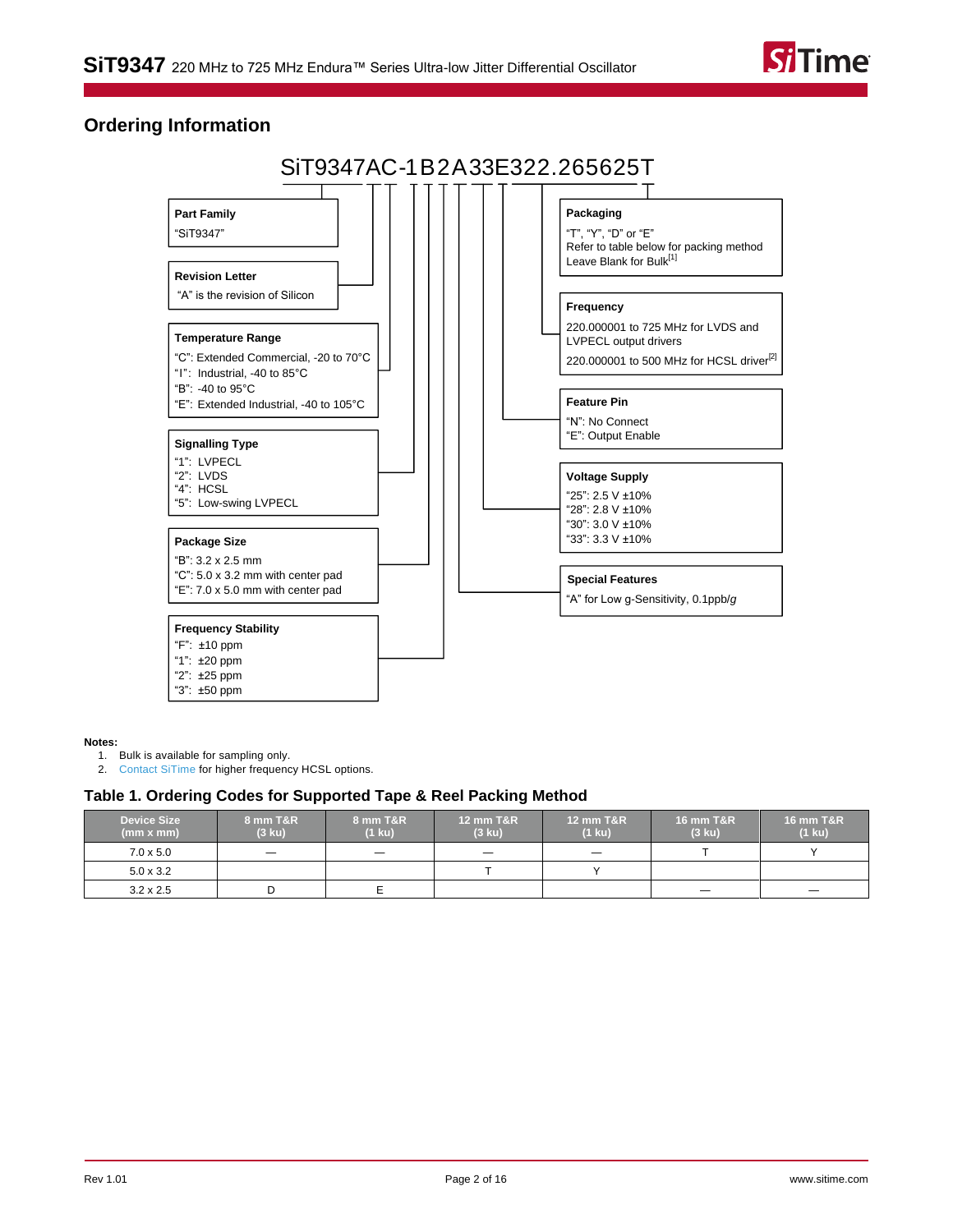## Ordering Information

SiT9347AC-1B2A33E322.265625T

**Part Family**
"SiT9347"

**Revision Letter**
"A" is the revision of Silicon

**Temperature Range**
"C": Extended Commercial, -20 to 70°C
"I": Industrial, -40 to 85°C
"B": -40 to 95°C
"E": Extended Industrial, -40 to 105°C

**Signalling Type**
"1": LVPECL
"2": LVDS
"4": HCSL
"5": Low-swing LVPECL

**Package Size**
"B": 3.2 x 2.5 mm
"C": 5.0 x 3.2 mm with center pad
"E": 7.0 x 5.0 mm with center pad

**Frequency Stability**
"F": ±10 ppm
"1": ±20 ppm
"2": ±25 ppm
"3": ±50 ppm

**Packaging**
"T", "Y", "D" or "E"
Refer to table below for packing method
Leave Blank for Bulk[1]

**Frequency**
220.000001 to 725 MHz for LVDS and LVPECL output drivers
220.000001 to 500 MHz for HCSL driver[2]

**Feature Pin**
"N": No Connect
"E": Output Enable

**Voltage Supply**
"25": 2.5 V ±10%
"28": 2.8 V ±10%
"30": 3.0 V ±10%
"33": 3.3 V ±10%

**Special Features**
"A" for Low g-Sensitivity, 0.1ppb/*g*

**Notes:**

1. Bulk is available for sampling only.
2. Contact SiTime for higher frequency HCSL options.

### Table 1. Ordering Codes for Supported Tape & Reel Packing Method

| Device Size (mm x mm) | 8 mm T&R (3 ku) | 8 mm T&R (1 ku) | 12 mm T&R (3 ku) | 12 mm T&R (1 ku) | 16 mm T&R (3 ku) | 16 mm T&R (1 ku) |
|---|---|---|---|---|---|---|
| 7.0 x 5.0 | — | — | — | — | T | Y |
| 5.0 x 3.2 | | | T | Y | | |
| 3.2 x 2.5 | D | E | | | — | — |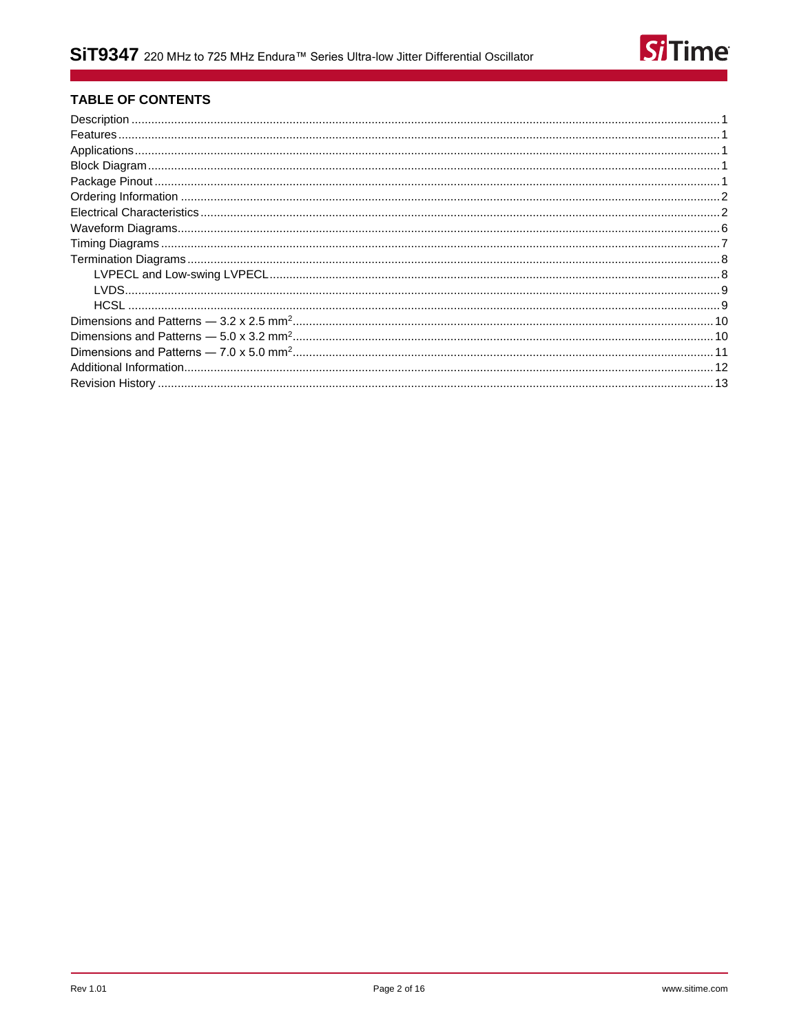## TABLE OF CONTENTS

Description ........ 1
Features ........ 1
Applications ........ 1
Block Diagram ........ 1
Package Pinout ........ 1
Ordering Information ........ 2
Electrical Characteristics ........ 2
Waveform Diagrams ........ 6
Timing Diagrams ........ 7
Termination Diagrams ........ 8
- LVPECL and Low-swing LVPECL ........ 8
- LVDS ........ 9
- HCSL ........ 9

Dimensions and Patterns — 3.2 x 2.5 mm$^2$ ........ 10
Dimensions and Patterns — 5.0 x 3.2 mm$^2$ ........ 10
Dimensions and Patterns — 7.0 x 5.0 mm$^2$ ........ 11
Additional Information ........ 12
Revision History ........ 13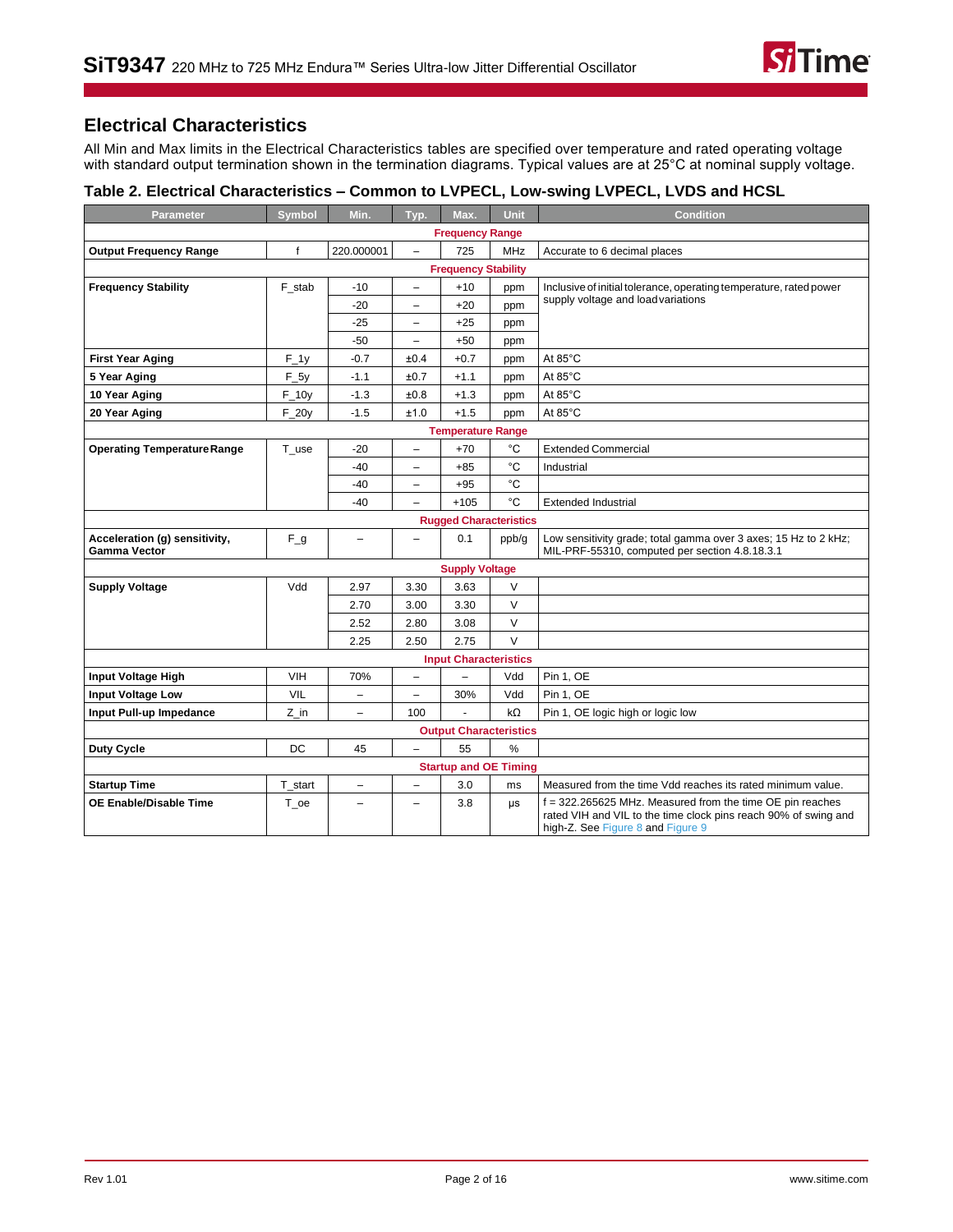## Electrical Characteristics

All Min and Max limits in the Electrical Characteristics tables are specified over temperature and rated operating voltage with standard output termination shown in the termination diagrams. Typical values are at 25°C at nominal supply voltage.

### Table 2. Electrical Characteristics – Common to LVPECL, Low-swing LVPECL, LVDS and HCSL

| Parameter | Symbol | Min. | Typ. | Max. | Unit | Condition |
|---|---|---|---|---|---|---|
| **Frequency Range** | | | | | | |
| **Output Frequency Range** | f | 220.000001 | – | 725 | MHz | Accurate to 6 decimal places |
| **Frequency Stability** | | | | | | |
| **Frequency Stability** | F_stab | -10 | – | +10 | ppm | Inclusive of initial tolerance, operating temperature, rated power supply voltage and load variations |
| | | -20 | – | +20 | ppm | |
| | | -25 | – | +25 | ppm | |
| | | -50 | – | +50 | ppm | |
| **First Year Aging** | F_1y | -0.7 | ±0.4 | +0.7 | ppm | At 85°C |
| **5 Year Aging** | F_5y | -1.1 | ±0.7 | +1.1 | ppm | At 85°C |
| **10 Year Aging** | F_10y | -1.3 | ±0.8 | +1.3 | ppm | At 85°C |
| **20 Year Aging** | F_20y | -1.5 | ±1.0 | +1.5 | ppm | At 85°C |
| **Temperature Range** | | | | | | |
| **Operating Temperature Range** | T_use | -20 | – | +70 | °C | Extended Commercial |
| | | -40 | – | +85 | °C | Industrial |
| | | -40 | – | +95 | °C | |
| | | -40 | – | +105 | °C | Extended Industrial |
| **Rugged Characteristics** | | | | | | |
| **Acceleration (g) sensitivity, Gamma Vector** | F_g | – | – | 0.1 | ppb/g | Low sensitivity grade; total gamma over 3 axes; 15 Hz to 2 kHz; MIL-PRF-55310, computed per section 4.8.18.3.1 |
| **Supply Voltage** | | | | | | |
| **Supply Voltage** | Vdd | 2.97 | 3.30 | 3.63 | V | |
| | | 2.70 | 3.00 | 3.30 | V | |
| | | 2.52 | 2.80 | 3.08 | V | |
| | | 2.25 | 2.50 | 2.75 | V | |
| **Input Characteristics** | | | | | | |
| **Input Voltage High** | VIH | 70% | – | – | Vdd | Pin 1, OE |
| **Input Voltage Low** | VIL | – | – | 30% | Vdd | Pin 1, OE |
| **Input Pull-up Impedance** | Z_in | – | 100 | - | kΩ | Pin 1, OE logic high or logic low |
| **Output Characteristics** | | | | | | |
| **Duty Cycle** | DC | 45 | – | 55 | % | |
| **Startup and OE Timing** | | | | | | |
| **Startup Time** | T_start | – | – | 3.0 | ms | Measured from the time Vdd reaches its rated minimum value. |
| **OE Enable/Disable Time** | T_oe | – | – | 3.8 | µs | f = 322.265625 MHz. Measured from the time OE pin reaches rated VIH and VIL to the time clock pins reach 90% of swing and high-Z. See Figure 8 and Figure 9 |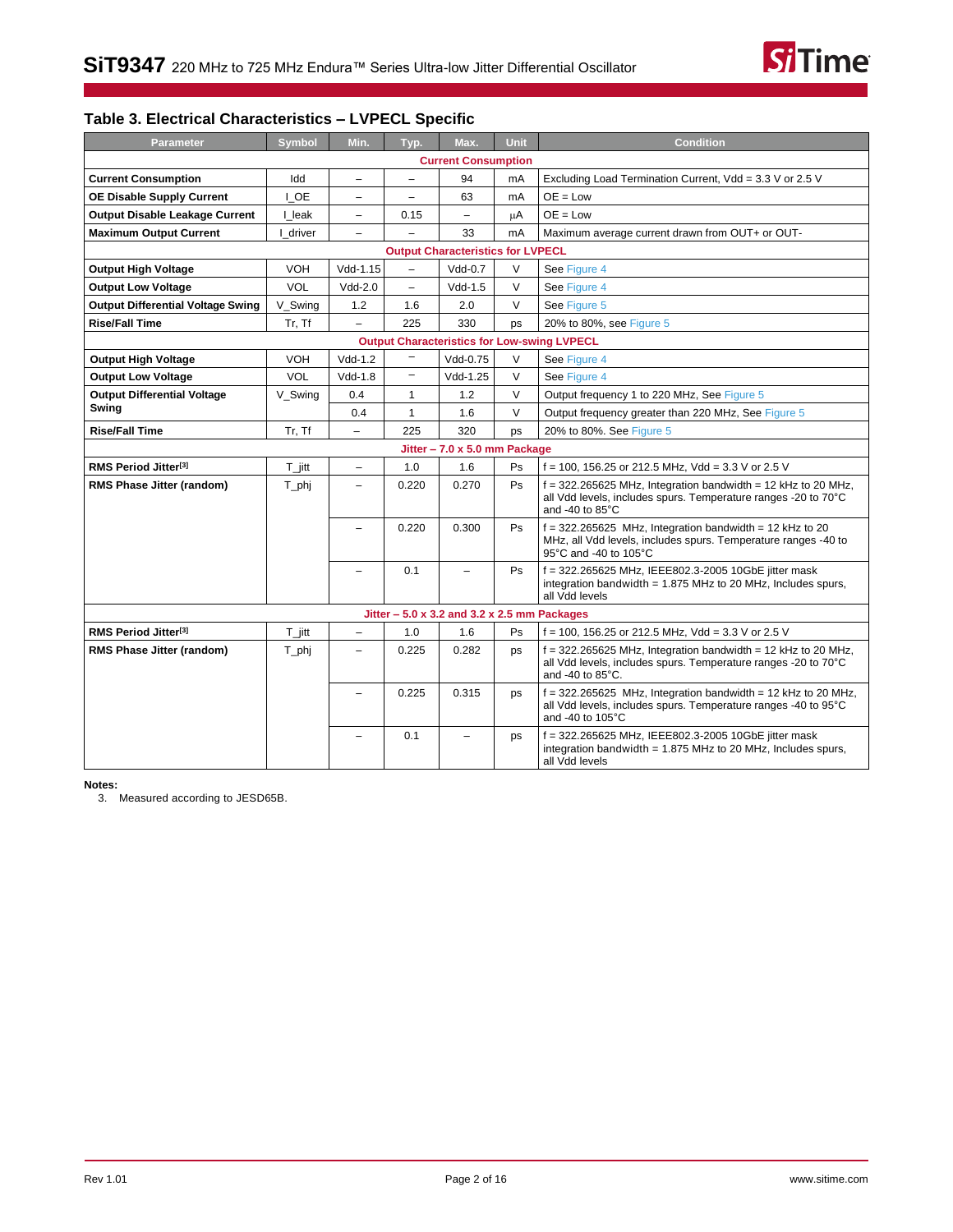## Table 3. Electrical Characteristics – LVPECL Specific

| Parameter | Symbol | Min. | Typ. | Max. | Unit | Condition |
|---|---|---|---|---|---|---|
| **Current Consumption** | | | | | | |
| **Current Consumption** | Idd | – | – | 94 | mA | Excluding Load Termination Current, Vdd = 3.3 V or 2.5 V |
| **OE Disable Supply Current** | I_OE | – | – | 63 | mA | OE = Low |
| **Output Disable Leakage Current** | I_leak | – | 0.15 | – | µA | OE = Low |
| **Maximum Output Current** | I_driver | – | – | 33 | mA | Maximum average current drawn from OUT+ or OUT- |
| **Output Characteristics for LVPECL** | | | | | | |
| **Output High Voltage** | VOH | Vdd-1.15 | – | Vdd-0.7 | V | See Figure 4 |
| **Output Low Voltage** | VOL | Vdd-2.0 | – | Vdd-1.5 | V | See Figure 4 |
| **Output Differential Voltage Swing** | V_Swing | 1.2 | 1.6 | 2.0 | V | See Figure 5 |
| **Rise/Fall Time** | Tr, Tf | – | 225 | 330 | ps | 20% to 80%, see Figure 5 |
| **Output Characteristics for Low-swing LVPECL** | | | | | | |
| **Output High Voltage** | VOH | Vdd-1.2 | – | Vdd-0.75 | V | See Figure 4 |
| **Output Low Voltage** | VOL | Vdd-1.8 | – | Vdd-1.25 | V | See Figure 4 |
| **Output Differential Voltage Swing** | V_Swing | 0.4 | 1 | 1.2 | V | Output frequency 1 to 220 MHz, See Figure 5 |
| | | 0.4 | 1 | 1.6 | V | Output frequency greater than 220 MHz, See Figure 5 |
| **Rise/Fall Time** | Tr, Tf | – | 225 | 320 | ps | 20% to 80%. See Figure 5 |
| **Jitter – 7.0 x 5.0 mm Package** | | | | | | |
| **RMS Period Jitter**[3] | T_jitt | – | 1.0 | 1.6 | Ps | f = 100, 156.25 or 212.5 MHz, Vdd = 3.3 V or 2.5 V |
| **RMS Phase Jitter (random)** | T_phj | – | 0.220 | 0.270 | Ps | f = 322.265625 MHz, Integration bandwidth = 12 kHz to 20 MHz, all Vdd levels, includes spurs. Temperature ranges -20 to 70°C and -40 to 85°C |
| | | – | 0.220 | 0.300 | Ps | f = 322.265625 MHz, Integration bandwidth = 12 kHz to 20 MHz, all Vdd levels, includes spurs. Temperature ranges -40 to 95°C and -40 to 105°C |
| | | – | 0.1 | – | Ps | f = 322.265625 MHz, IEEE802.3-2005 10GbE jitter mask integration bandwidth = 1.875 MHz to 20 MHz, Includes spurs, all Vdd levels |
| **Jitter – 5.0 x 3.2 and 3.2 x 2.5 mm Packages** | | | | | | |
| **RMS Period Jitter**[3] | T_jitt | – | 1.0 | 1.6 | Ps | f = 100, 156.25 or 212.5 MHz, Vdd = 3.3 V or 2.5 V |
| **RMS Phase Jitter (random)** | T_phj | – | 0.225 | 0.282 | ps | f = 322.265625 MHz, Integration bandwidth = 12 kHz to 20 MHz, all Vdd levels, includes spurs. Temperature ranges -20 to 70°C and -40 to 85°C. |
| | | – | 0.225 | 0.315 | ps | f = 322.265625 MHz, Integration bandwidth = 12 kHz to 20 MHz, all Vdd levels, includes spurs. Temperature ranges -40 to 95°C and -40 to 105°C |
| | | – | 0.1 | – | ps | f = 322.265625 MHz, IEEE802.3-2005 10GbE jitter mask integration bandwidth = 1.875 MHz to 20 MHz, Includes spurs, all Vdd levels |

**Notes:**

3. Measured according to JESD65B.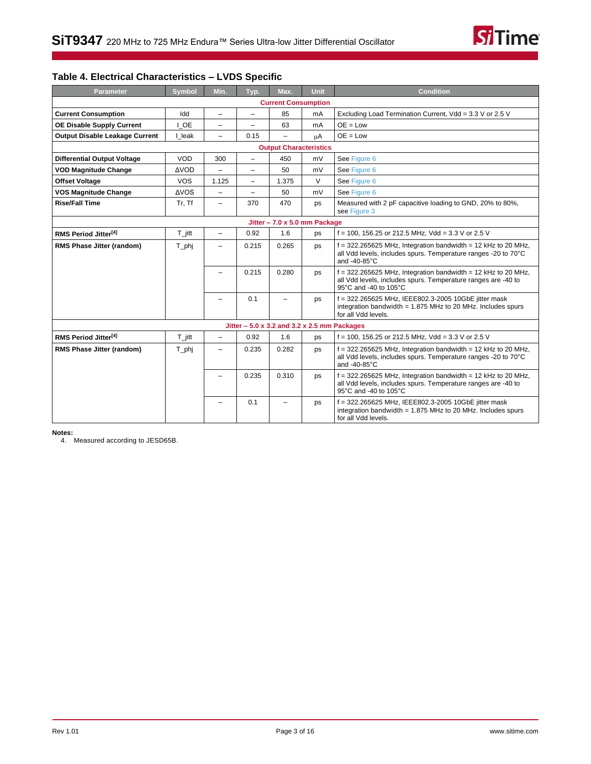## Table 4. Electrical Characteristics – LVDS Specific

| Parameter | Symbol | Min. | Typ. | Max. | Unit | Condition |
|---|---|---|---|---|---|---|
| **Current Consumption** | | | | | | |
| **Current Consumption** | Idd | – | – | 85 | mA | Excluding Load Termination Current, Vdd = 3.3 V or 2.5 V |
| **OE Disable Supply Current** | I_OE | – | – | 63 | mA | OE = Low |
| **Output Disable Leakage Current** | I_leak | – | 0.15 | – | μA | OE = Low |
| **Output Characteristics** | | | | | | |
| **Differential Output Voltage** | VOD | 300 | – | 450 | mV | See Figure 6 |
| **VOD Magnitude Change** | ΔVOD | – | – | 50 | mV | See Figure 6 |
| **Offset Voltage** | VOS | 1.125 | – | 1.375 | V | See Figure 6 |
| **VOS Magnitude Change** | ΔVOS | – | – | 50 | mV | See Figure 6 |
| **Rise/Fall Time** | Tr, Tf | – | 370 | 470 | ps | Measured with 2 pF capacitive loading to GND, 20% to 80%, see Figure 3 |
| **Jitter – 7.0 x 5.0 mm Package** | | | | | | |
| **RMS Period Jitter**[4] | T_jitt | – | 0.92 | 1.6 | ps | f = 100, 156.25 or 212.5 MHz, Vdd = 3.3 V or 2.5 V |
| **RMS Phase Jitter (random)** | T_phj | – | 0.215 | 0.265 | ps | f = 322.265625 MHz, Integration bandwidth = 12 kHz to 20 MHz, all Vdd levels, includes spurs. Temperature ranges -20 to 70°C and -40-85°C |
| | | – | 0.215 | 0.280 | ps | f = 322.265625 MHz, Integration bandwidth = 12 kHz to 20 MHz, all Vdd levels, includes spurs. Temperature ranges are -40 to 95°C and -40 to 105°C |
| | | – | 0.1 | – | ps | f = 322.265625 MHz, IEEE802.3-2005 10GbE jitter mask integration bandwidth = 1.875 MHz to 20 MHz. Includes spurs for all Vdd levels. |
| **Jitter – 5.0 x 3.2 and 3.2 x 2.5 mm Packages** | | | | | | |
| **RMS Period Jitter**[4] | T_jitt | – | 0.92 | 1.6 | ps | f = 100, 156.25 or 212.5 MHz, Vdd = 3.3 V or 2.5 V |
| **RMS Phase Jitter (random)** | T_phj | – | 0.235 | 0.282 | ps | f = 322.265625 MHz, Integration bandwidth = 12 kHz to 20 MHz, all Vdd levels, includes spurs. Temperature ranges -20 to 70°C and -40-85°C |
| | | – | 0.235 | 0.310 | ps | f = 322.265625 MHz, Integration bandwidth = 12 kHz to 20 MHz, all Vdd levels, includes spurs. Temperature ranges are -40 to 95°C and -40 to 105°C |
| | | – | 0.1 | – | ps | f = 322.265625 MHz, IEEE802.3-2005 10GbE jitter mask integration bandwidth = 1.875 MHz to 20 MHz. Includes spurs for all Vdd levels. |

**Notes:**

4. Measured according to JESD65B.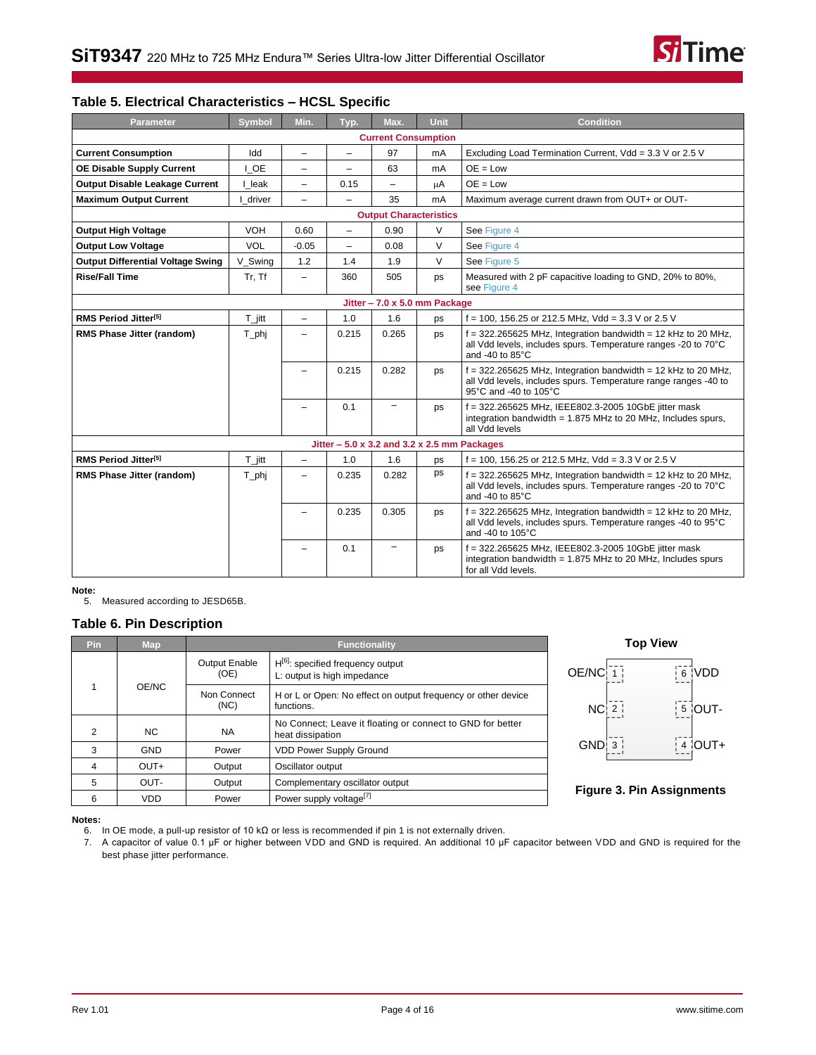## Table 5. Electrical Characteristics – HCSL Specific

| Parameter | Symbol | Min. | Typ. | Max. | Unit | Condition |
|---|---|---|---|---|---|---|
| **Current Consumption** | | | | | | |
| **Current Consumption** | Idd | – | – | 97 | mA | Excluding Load Termination Current, Vdd = 3.3 V or 2.5 V |
| **OE Disable Supply Current** | I_OE | – | – | 63 | mA | OE = Low |
| **Output Disable Leakage Current** | I_leak | – | 0.15 | – | μA | OE = Low |
| **Maximum Output Current** | I_driver | – | – | 35 | mA | Maximum average current drawn from OUT+ or OUT- |
| **Output Characteristics** | | | | | | |
| **Output High Voltage** | VOH | 0.60 | – | 0.90 | V | See Figure 4 |
| **Output Low Voltage** | VOL | -0.05 | – | 0.08 | V | See Figure 4 |
| **Output Differential Voltage Swing** | V_Swing | 1.2 | 1.4 | 1.9 | V | See Figure 5 |
| **Rise/Fall Time** | Tr, Tf | – | 360 | 505 | ps | Measured with 2 pF capacitive loading to GND, 20% to 80%, see Figure 4 |
| **Jitter – 7.0 x 5.0 mm Package** | | | | | | |
| **RMS Period Jitter[5]** | T_jitt | – | 1.0 | 1.6 | ps | f = 100, 156.25 or 212.5 MHz, Vdd = 3.3 V or 2.5 V |
| **RMS Phase Jitter (random)** | T_phj | – | 0.215 | 0.265 | ps | f = 322.265625 MHz, Integration bandwidth = 12 kHz to 20 MHz, all Vdd levels, includes spurs. Temperature ranges -20 to 70°C and -40 to 85°C |
| | | – | 0.215 | 0.282 | ps | f = 322.265625 MHz, Integration bandwidth = 12 kHz to 20 MHz, all Vdd levels, includes spurs. Temperature range ranges -40 to 95°C and -40 to 105°C |
| | | – | 0.1 | – | ps | f = 322.265625 MHz, IEEE802.3-2005 10GbE jitter mask integration bandwidth = 1.875 MHz to 20 MHz, Includes spurs, all Vdd levels |
| **Jitter – 5.0 x 3.2 and 3.2 x 2.5 mm Packages** | | | | | | |
| **RMS Period Jitter[5]** | T_jitt | – | 1.0 | 1.6 | ps | f = 100, 156.25 or 212.5 MHz, Vdd = 3.3 V or 2.5 V |
| **RMS Phase Jitter (random)** | T_phj | – | 0.235 | 0.282 | ps | f = 322.265625 MHz, Integration bandwidth = 12 kHz to 20 MHz, all Vdd levels, includes spurs. Temperature ranges -20 to 70°C and -40 to 85°C |
| | | – | 0.235 | 0.305 | ps | f = 322.265625 MHz, Integration bandwidth = 12 kHz to 20 MHz, all Vdd levels, includes spurs. Temperature ranges -40 to 95°C and -40 to 105°C |
| | | – | 0.1 | – | ps | f = 322.265625 MHz, IEEE802.3-2005 10GbE jitter mask integration bandwidth = 1.875 MHz to 20 MHz, Includes spurs for all Vdd levels. |

**Note:**

5. Measured according to JESD65B.

## Table 6. Pin Description

| Pin | Map | Functionality | |
|---|---|---|---|
| 1 | OE/NC | Output Enable (OE) | H[6]: specified frequency output<br>L: output is high impedance |
| | | Non Connect (NC) | H or L or Open: No effect on output frequency or other device functions. |
| 2 | NC | NA | No Connect; Leave it floating or connect to GND for better heat dissipation |
| 3 | GND | Power | VDD Power Supply Ground |
| 4 | OUT+ | Output | Oscillator output |
| 5 | OUT- | Output | Complementary oscillator output |
| 6 | VDD | Power | Power supply voltage[7] |

**Top View**

| | | | |
|---|---|---|---|
| OE/NC | 1 | 6 | VDD |
| NC | 2 | 5 | OUT- |
| GND | 3 | 4 | OUT+ |

**Figure 3. Pin Assignments**

**Notes:**

6. In OE mode, a pull-up resistor of 10 kΩ or less is recommended if pin 1 is not externally driven.
7. A capacitor of value 0.1 µF or higher between VDD and GND is required. An additional 10 µF capacitor between VDD and GND is required for the best phase jitter performance.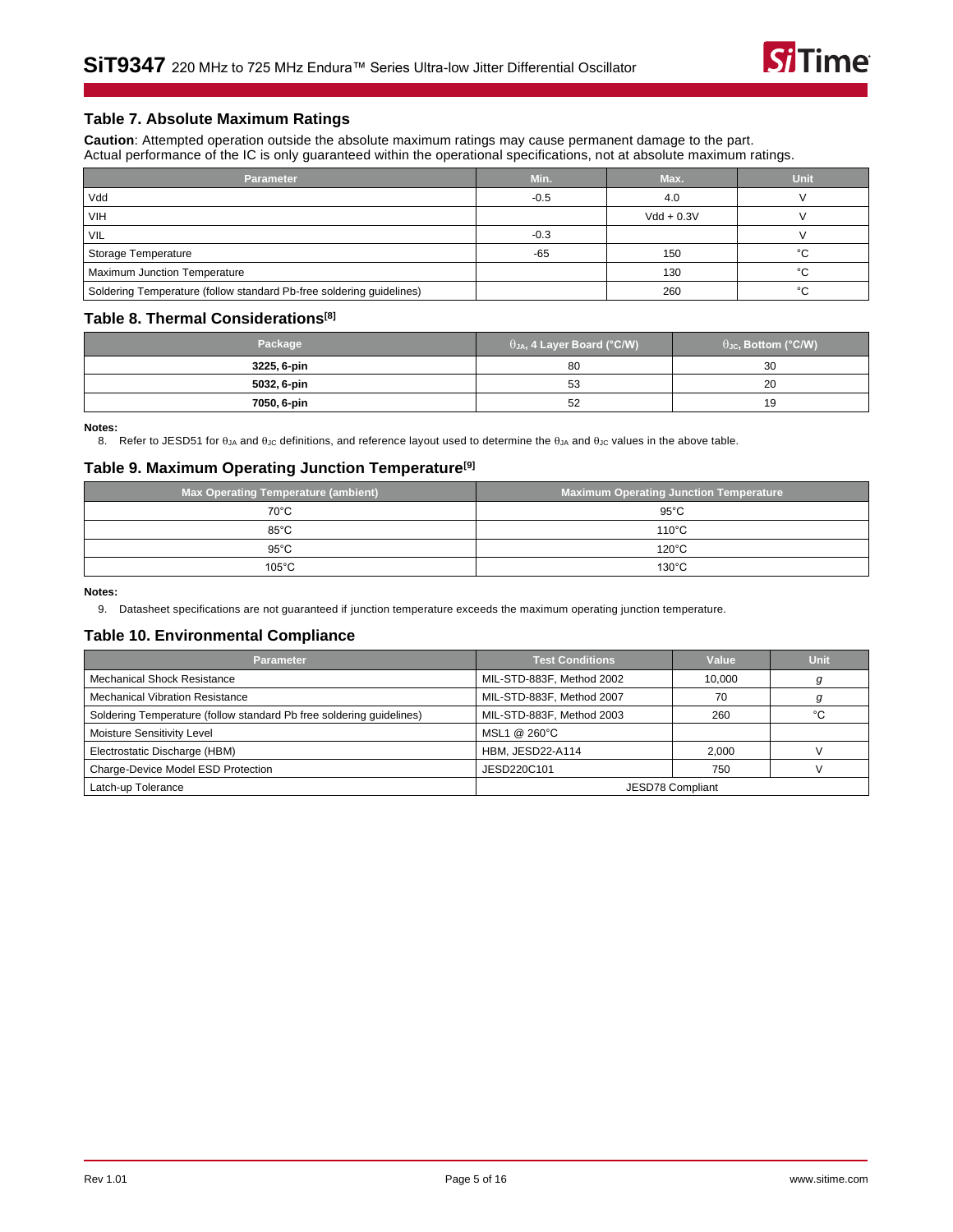## Table 7. Absolute Maximum Ratings

**Caution**: Attempted operation outside the absolute maximum ratings may cause permanent damage to the part.
Actual performance of the IC is only guaranteed within the operational specifications, not at absolute maximum ratings.

| Parameter | Min. | Max. | Unit |
|---|---|---|---|
| Vdd | -0.5 | 4.0 | V |
| VIH | | Vdd + 0.3V | V |
| VIL | -0.3 | | V |
| Storage Temperature | -65 | 150 | °C |
| Maximum Junction Temperature | | 130 | °C |
| Soldering Temperature (follow standard Pb-free soldering guidelines) | | 260 | °C |

## Table 8. Thermal Considerations[8]

| Package | $\theta_{JA}$, 4 Layer Board (°C/W) | $\theta_{JC}$, Bottom (°C/W) |
|---|---|---|
| **3225, 6-pin** | 80 | 30 |
| **5032, 6-pin** | 53 | 20 |
| **7050, 6-pin** | 52 | 19 |

**Notes:**

8. Refer to JESD51 for $\theta_{JA}$ and $\theta_{JC}$ definitions, and reference layout used to determine the $\theta_{JA}$ and $\theta_{JC}$ values in the above table.

## Table 9. Maximum Operating Junction Temperature[9]

| Max Operating Temperature (ambient) | Maximum Operating Junction Temperature |
|---|---|
| 70°C | 95°C |
| 85°C | 110°C |
| 95°C | 120°C |
| 105°C | 130°C |

**Notes:**

9. Datasheet specifications are not guaranteed if junction temperature exceeds the maximum operating junction temperature.

## Table 10. Environmental Compliance

| Parameter | Test Conditions | Value | Unit |
|---|---|---|---|
| Mechanical Shock Resistance | MIL-STD-883F, Method 2002 | 10,000 | *g* |
| Mechanical Vibration Resistance | MIL-STD-883F, Method 2007 | 70 | *g* |
| Soldering Temperature (follow standard Pb free soldering guidelines) | MIL-STD-883F, Method 2003 | 260 | °C |
| Moisture Sensitivity Level | MSL1 @ 260°C | | |
| Electrostatic Discharge (HBM) | HBM, JESD22-A114 | 2,000 | V |
| Charge-Device Model ESD Protection | JESD220C101 | 750 | V |
| Latch-up Tolerance | JESD78 Compliant | | |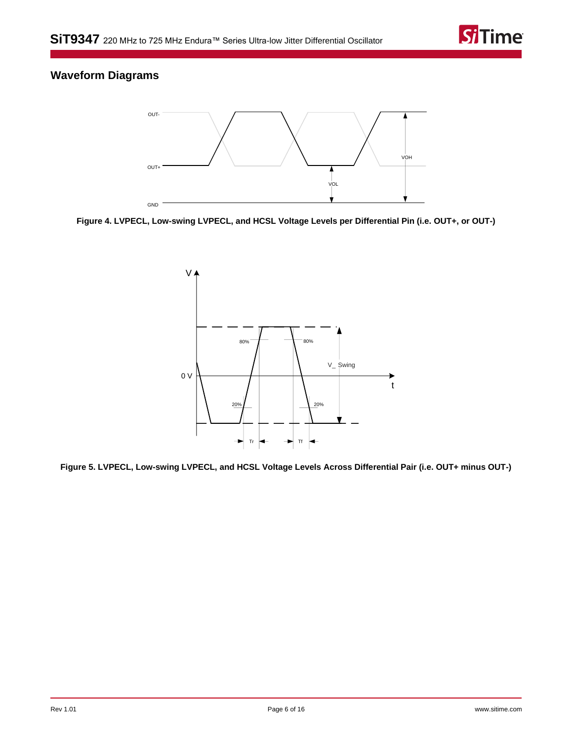## Waveform Diagrams

**Figure 4. LVPECL, Low-swing LVPECL, and HCSL Voltage Levels per Differential Pin (i.e. OUT+, or OUT-)**

**Figure 5. LVPECL, Low-swing LVPECL, and HCSL Voltage Levels Across Differential Pair (i.e. OUT+ minus OUT-)**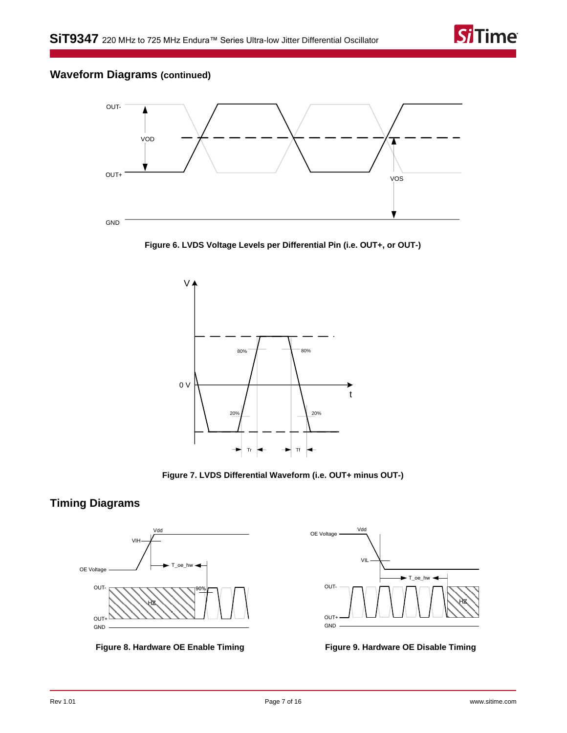## Waveform Diagrams (continued)

**Figure 6. LVDS Voltage Levels per Differential Pin (i.e. OUT+, or OUT-)**

**Figure 7. LVDS Differential Waveform (i.e. OUT+ minus OUT-)**

## Timing Diagrams

**Figure 8. Hardware OE Enable Timing**

**Figure 9. Hardware OE Disable Timing**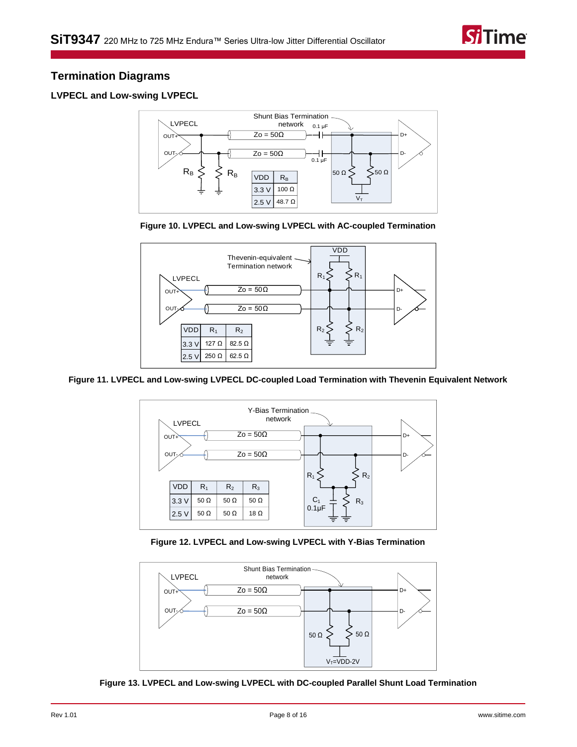## Termination Diagrams

### LVPECL and Low-swing LVPECL

| VDD | $R_B$ |
|---|---|
| 3.3 V | 100 Ω |
| 2.5 V | 48.7 Ω |

**Figure 10. LVPECL and Low-swing LVPECL with AC-coupled Termination**

| VDD | $R_1$ | $R_2$ |
|---|---|---|
| 3.3 V | 127 Ω | 82.5 Ω |
| 2.5 V | 250 Ω | 62.5 Ω |

**Figure 11. LVPECL and Low-swing LVPECL DC-coupled Load Termination with Thevenin Equivalent Network**

| VDD | $R_1$ | $R_2$ | $R_3$ |
|---|---|---|---|
| 3.3 V | 50 Ω | 50 Ω | 50 Ω |
| 2.5 V | 50 Ω | 50 Ω | 18 Ω |

**Figure 12. LVPECL and Low-swing LVPECL with Y-Bias Termination**

**Figure 13. LVPECL and Low-swing LVPECL with DC-coupled Parallel Shunt Load Termination**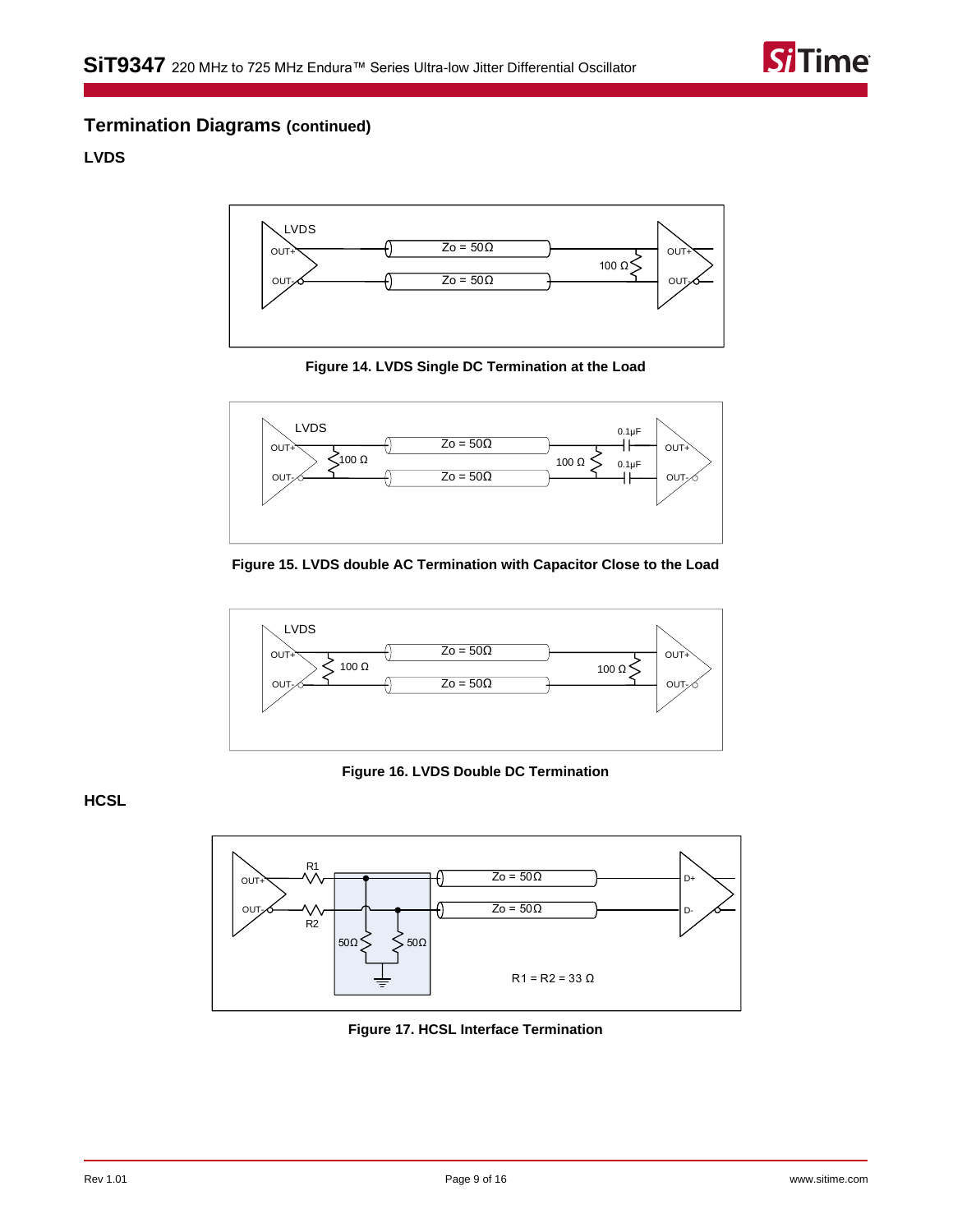## Termination Diagrams (continued)

### LVDS

Figure 14. LVDS Single DC Termination at the Load

Figure 15. LVDS double AC Termination with Capacitor Close to the Load

Figure 16. LVDS Double DC Termination

### HCSL

Figure 17. HCSL Interface Termination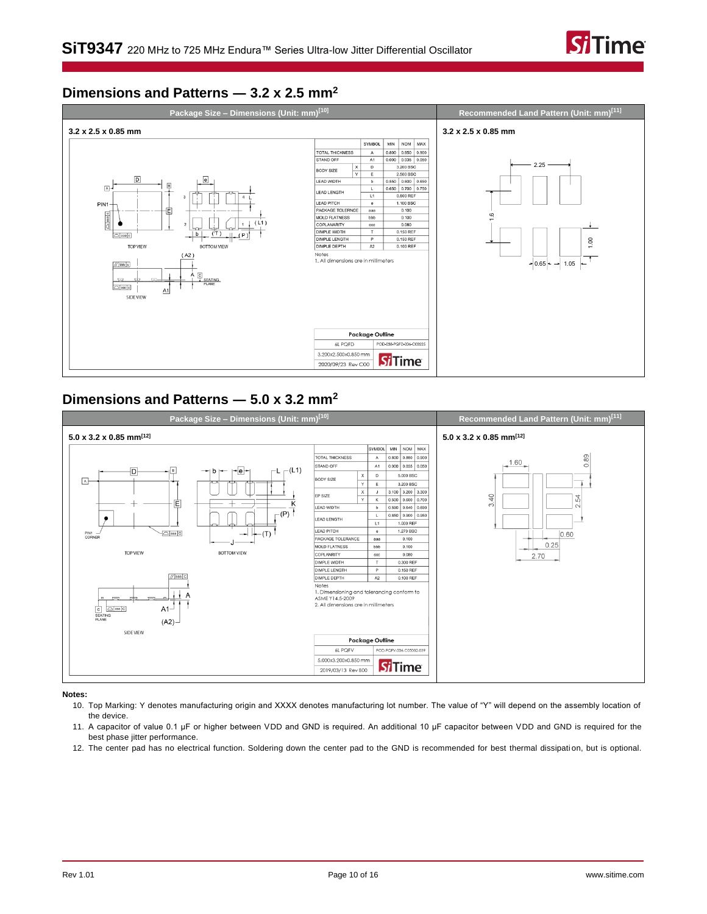## Dimensions and Patterns — 3.2 x 2.5 mm²

| Package Size – Dimensions (Unit: mm)[10] | Recommended Land Pattern (Unit: mm)[11] |
|---|---|
| 3.2 x 2.5 x 0.85 mm | 3.2 x 2.5 x 0.85 mm |

| | | SYMBOL | MIN | NOM | MAX |
|---|---|---|---|---|---|
| TOTAL THICKNESS | | A | 0.800 | 0.850 | 0.900 |
| STAND OFF | | A1 | 0.000 | 0.035 | 0.050 |
| BODY SIZE | X | D | | 3.200 BSC | |
| | Y | E | | 2.500 BSC | |
| LEAD WIDTH | | b | 0.550 | 0.600 | 0.650 |
| LEAD LENGTH | | L | 0.650 | 0.700 | 0.750 |
| | | L1 | | 0.800 REF | |
| LEAD PITCH | | e | | 1.100 BSC | |
| PACKAGE TOLERNCE | | aaa | | 0.100 | |
| MOLD FLATNESS | | bbb | | 0.100 | |
| COPLANARITY | | ccc | | 0.080 | |
| DIMPLE WIDTH | | T | | 0.150 REF | |
| DIMPLE LENGTH | | P | | 0.150 REF | |
| DIMPLE DEPTH | | A2 | | 0.100 REF | |

Notes
1. All dimensions are in millimeters

| Package Outline | |
|---|---|
| 6L PQFD | POD-038-PQFD-006-C03025 |
| 3.200x2.500x0.850 mm | |
| 2020/09/23 Rev C00 | |

## Dimensions and Patterns — 5.0 x 3.2 mm²

| Package Size – Dimensions (Unit: mm)[10] | Recommended Land Pattern (Unit: mm)[11] |
|---|---|
| 5.0 x 3.2 x 0.85 mm[12] | 5.0 x 3.2 x 0.85 mm[12] |

| | | SYMBOL | MIN | NOM | MAX |
|---|---|---|---|---|---|
| TOTAL THICKNESS | | A | 0.800 | 0.850 | 0.900 |
| STAND OFF | | A1 | 0.000 | 0.035 | 0.050 |
| BODY SIZE | X | D | | 5.000 BSC | |
| | Y | E | | 3.200 BSC | |
| EP SIZE | X | J | 3.100 | 3.200 | 3.300 |
| | Y | K | 0.500 | 0.600 | 0.700 |
| LEAD WIDTH | | b | 0.590 | 0.640 | 0.690 |
| LEAD LENGTH | | L | 0.850 | 0.900 | 0.950 |
| | | L1 | | 1.000 REF | |
| LEAD PITCH | | e | | 1.270 BSC | |
| PACKAGE TOLERANCE | | aaa | | 0.100 | |
| MOLD FLATNESS | | bbb | | 0.100 | |
| COPLANARITY | | ccc | | 0.080 | |
| DIMPLE WIDTH | | T | | 0.300 REF | |
| DIMPLE LENGTH | | P | | 0.150 REF | |
| DIMPLE DEPTH | | A2 | | 0.100 REF | |

Notes
1. Dimensioning and tolerancing conform to ASME Y14.5-2009
2. All dimensions are in millimeters

| Package Outline | |
|---|---|
| 6L PQFV | POD-PQFV-006-C05032-039 |
| 5.000x3.200x0.850 mm | |
| 2019/03/13 Rev B00 | |

**Notes:**

10. Top Marking: Y denotes manufacturing origin and XXXX denotes manufacturing lot number. The value of "Y" will depend on the assembly location of the device.
11. A capacitor of value 0.1 µF or higher between VDD and GND is required. An additional 10 µF capacitor between VDD and GND is required for the best phase jitter performance.
12. The center pad has no electrical function. Soldering down the center pad to the GND is recommended for best thermal dissipation, but is optional.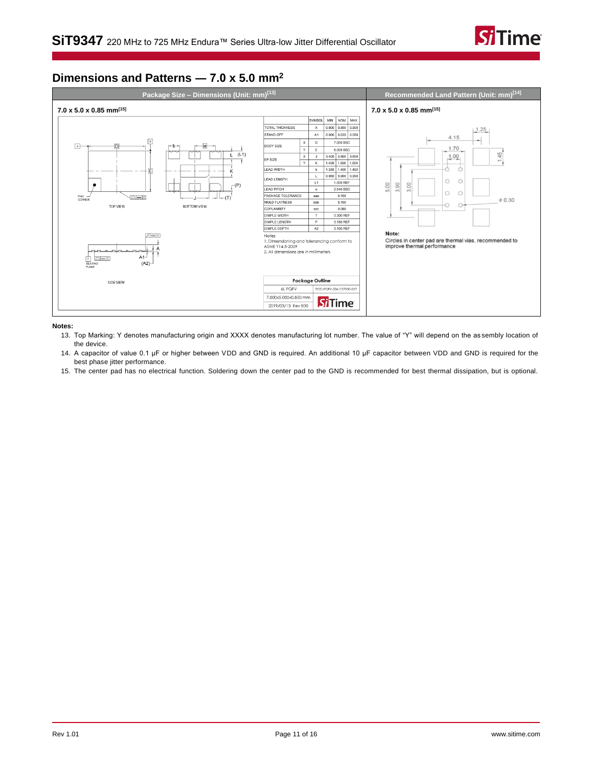## Dimensions and Patterns — 7.0 x 5.0 mm²

### Package Size – Dimensions (Unit: mm)[13]

**7.0 x 5.0 x 0.85 mm[15]**

| | | SYMBOL | MIN | NOM | MAX |
|---|---|---|---|---|---|
| TOTAL THICKNESS | | A | 0.800 | 0.850 | 0.900 |
| STAND OFF | | A1 | 0.000 | 0.035 | 0.050 |
| BODY SIZE | X | D | 7.000 BSC | | |
| | Y | E | 5.000 BSC | | |
| EP SIZE | X | J | 3.400 | 3.500 | 3.600 |
| | Y | K | 1.400 | 1.500 | 1.600 |
| LEAD WIDTH | | b | 1.350 | 1.400 | 1.450 |
| LEAD LENGTH | | L | 0.850 | 0.900 | 0.950 |
| | | L1 | 1.000 REF | | |
| LEAD PITCH | | e | 2.540 BSC | | |
| PACKAGE TOLERANCE | | aaa | 0.100 | | |
| MOLD FLATNESS | | bbb | 0.100 | | |
| COPLANARITY | | ccc | 0.080 | | |
| DIMPLE WIDTH | | T | 0.300 REF | | |
| DIMPLE LENGTH | | P | 0.150 REF | | |
| DIMPLE DEPTH | | A2 | 0.100 REF | | |

Notes
1. Dimensioning and tolerancing conform to ASME Y14.5-2009
2. All dimensions are in millimeters

| Package Outline | |
|---|---|
| 6L PQFV | POD-PQFV-006-C07050-037 |
| 7.000x5.000x0.850 mm | SiTime |
| 2019/03/13 Rev B00 | |

### Recommended Land Pattern (Unit: mm)[14]

**7.0 x 5.0 x 0.85 mm[15]**

**Note:**
Circles in center pad are thermal vias, recommended to improve thermal performance

**Notes:**

13. Top Marking: Y denotes manufacturing origin and XXXX denotes manufacturing lot number. The value of "Y" will depend on the assembly location of the device.
14. A capacitor of value 0.1 µF or higher between VDD and GND is required. An additional 10 µF capacitor between VDD and GND is required for the best phase jitter performance.
15. The center pad has no electrical function. Soldering down the center pad to the GND is recommended for best thermal dissipation, but is optional.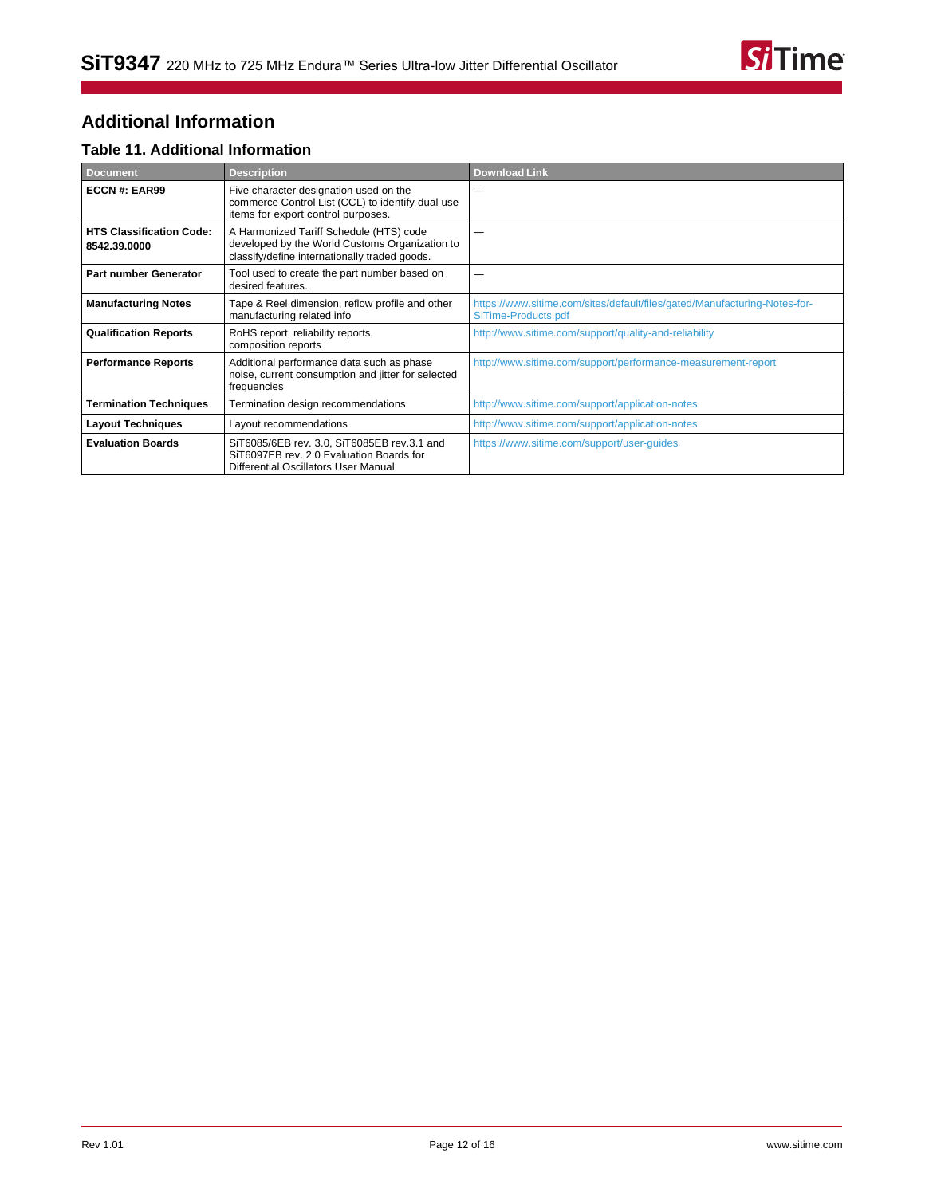## Additional Information

### Table 11. Additional Information

| Document | Description | Download Link |
|---|---|---|
| **ECCN #: EAR99** | Five character designation used on the commerce Control List (CCL) to identify dual use items for export control purposes. | — |
| **HTS Classification Code: 8542.39.0000** | A Harmonized Tariff Schedule (HTS) code developed by the World Customs Organization to classify/define internationally traded goods. | — |
| **Part number Generator** | Tool used to create the part number based on desired features. | — |
| **Manufacturing Notes** | Tape & Reel dimension, reflow profile and other manufacturing related info | https://www.sitime.com/sites/default/files/gated/Manufacturing-Notes-for-SiTime-Products.pdf |
| **Qualification Reports** | RoHS report, reliability reports, composition reports | http://www.sitime.com/support/quality-and-reliability |
| **Performance Reports** | Additional performance data such as phase noise, current consumption and jitter for selected frequencies | http://www.sitime.com/support/performance-measurement-report |
| **Termination Techniques** | Termination design recommendations | http://www.sitime.com/support/application-notes |
| **Layout Techniques** | Layout recommendations | http://www.sitime.com/support/application-notes |
| **Evaluation Boards** | SiT6085/6EB rev. 3.0, SiT6085EB rev.3.1 and SiT6097EB rev. 2.0 Evaluation Boards for Differential Oscillators User Manual | https://www.sitime.com/support/user-guides |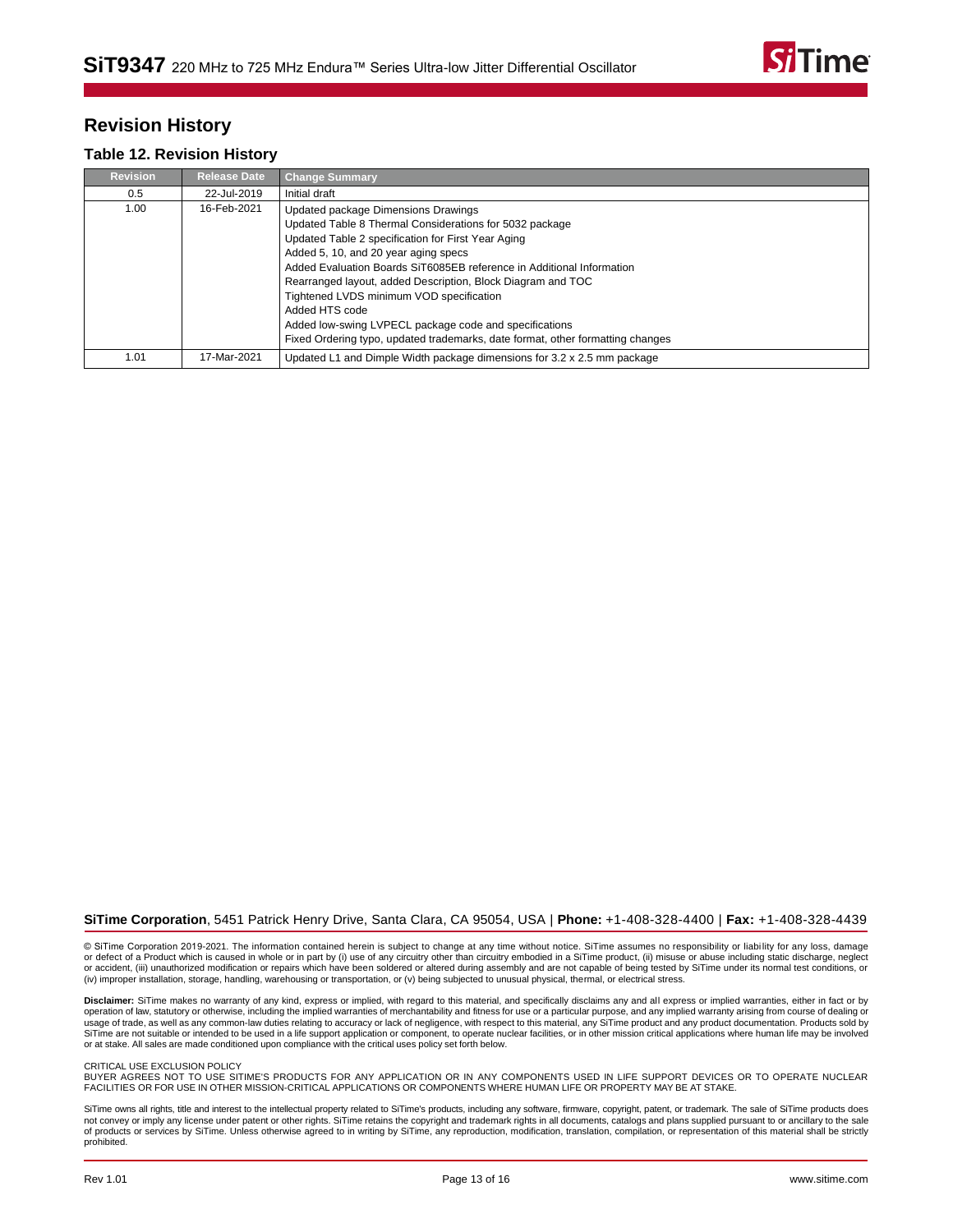## Revision History

### Table 12. Revision History

| Revision | Release Date | Change Summary |
|---|---|---|
| 0.5 | 22-Jul-2019 | Initial draft |
| 1.00 | 16-Feb-2021 | Updated package Dimensions Drawings<br>Updated Table 8 Thermal Considerations for 5032 package<br>Updated Table 2 specification for First Year Aging<br>Added 5, 10, and 20 year aging specs<br>Added Evaluation Boards SiT6085EB reference in Additional Information<br>Rearranged layout, added Description, Block Diagram and TOC<br>Tightened LVDS minimum VOD specification<br>Added HTS code<br>Added low-swing LVPECL package code and specifications<br>Fixed Ordering typo, updated trademarks, date format, other formatting changes |
| 1.01 | 17-Mar-2021 | Updated L1 and Dimple Width package dimensions for 3.2 x 2.5 mm package |

**SiTime Corporation**, 5451 Patrick Henry Drive, Santa Clara, CA 95054, USA | **Phone:** +1-408-328-4400 | **Fax:** +1-408-328-4439

© SiTime Corporation 2019-2021. The information contained herein is subject to change at any time without notice. SiTime assumes no responsibility or liability for any loss, damage or defect of a Product which is caused in whole or in part by (i) use of any circuitry other than circuitry embodied in a SiTime product, (ii) misuse or abuse including static discharge, neglect or accident, (iii) unauthorized modification or repairs which have been soldered or altered during assembly and are not capable of being tested by SiTime under its normal test conditions, or (iv) improper installation, storage, handling, warehousing or transportation, or (v) being subjected to unusual physical, thermal, or electrical stress.

**Disclaimer:** SiTime makes no warranty of any kind, express or implied, with regard to this material, and specifically disclaims any and all express or implied warranties, either in fact or by operation of law, statutory or otherwise, including the implied warranties of merchantability and fitness for use or a particular purpose, and any implied warranty arising from course of dealing or usage of trade, as well as any common-law duties relating to accuracy or lack of negligence, with respect to this material, any SiTime product and any product documentation. Products sold by SiTime are not suitable or intended to be used in a life support application or component, to operate nuclear facilities, or in other mission critical applications where human life may be involved or at stake. All sales are made conditioned upon compliance with the critical uses policy set forth below.

CRITICAL USE EXCLUSION POLICY
BUYER AGREES NOT TO USE SITIME'S PRODUCTS FOR ANY APPLICATION OR IN ANY COMPONENTS USED IN LIFE SUPPORT DEVICES OR TO OPERATE NUCLEAR FACILITIES OR FOR USE IN OTHER MISSION-CRITICAL APPLICATIONS OR COMPONENTS WHERE HUMAN LIFE OR PROPERTY MAY BE AT STAKE.

SiTime owns all rights, title and interest to the intellectual property related to SiTime's products, including any software, firmware, copyright, patent, or trademark. The sale of SiTime products does not convey or imply any license under patent or other rights. SiTime retains the copyright and trademark rights in all documents, catalogs and plans supplied pursuant to or ancillary to the sale of products or services by SiTime. Unless otherwise agreed to in writing by SiTime, any reproduction, modification, translation, compilation, or representation of this material shall be strictly prohibited.